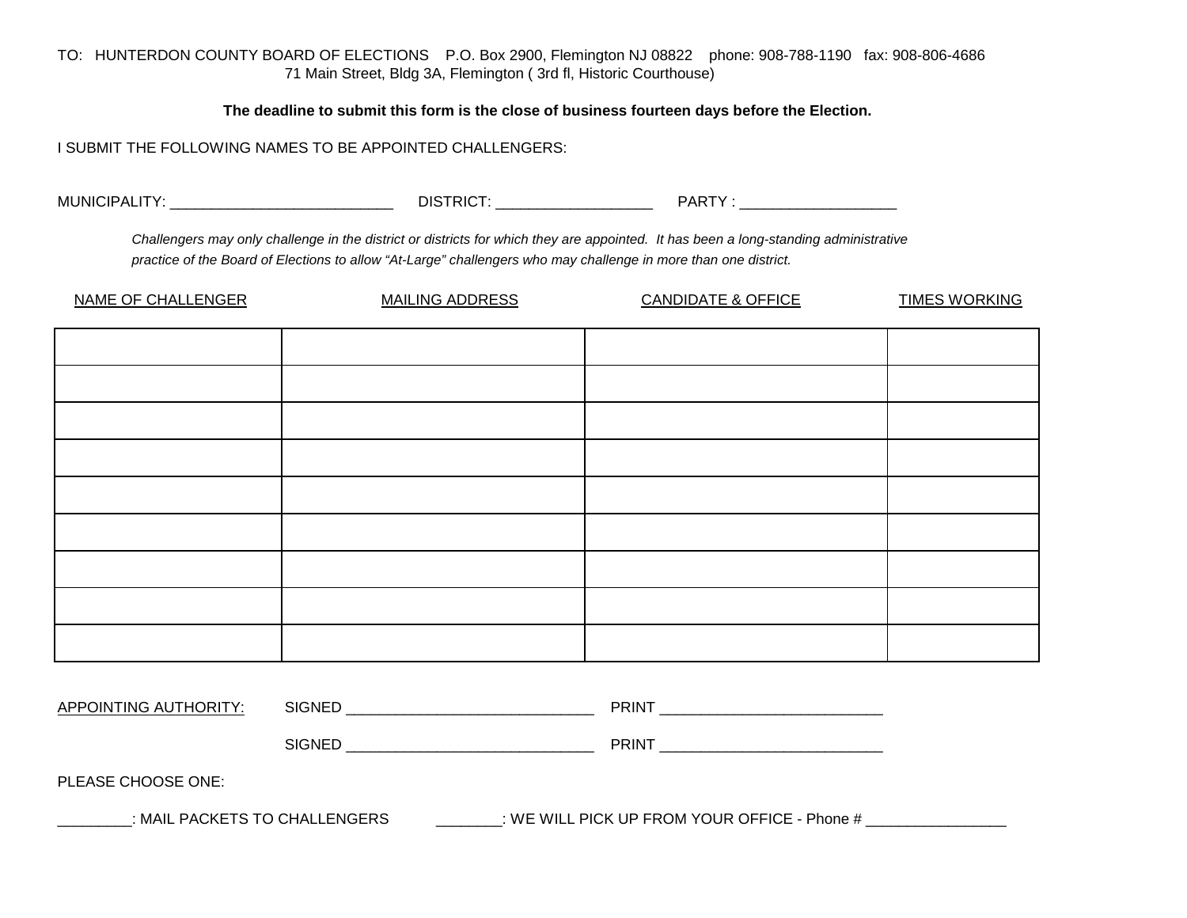TO: HUNTERDON COUNTY BOARD OF ELECTIONS  P.O. Box 2900, Flemington NJ 08822  phone: 908-788-1190  fax: 908-806-4686
71 Main Street, Bldg 3A, Flemington ( 3rd fl, Historic Courthouse)

**The deadline to submit this form is the close of business fourteen days before the Election.**

I SUBMIT THE FOLLOWING NAMES TO BE APPOINTED CHALLENGERS:

MUNICIPALITY: ___________________________  DISTRICT: ___________________  PARTY : ___________________

*Challengers may only challenge in the district or districts for which they are appointed. It has been a long-standing administrative practice of the Board of Elections to allow “At-Large” challengers who may challenge in more than one district.*

| NAME OF CHALLENGER | MAILING ADDRESS | CANDIDATE & OFFICE | TIMES WORKING |
|---|---|---|---|
| | | | |
| | | | |
| | | | |
| | | | |
| | | | |
| | | | |
| | | | |
| | | | |
| | | | |

APPOINTING AUTHORITY:  SIGNED ______________________________  PRINT ___________________________

SIGNED ______________________________  PRINT ___________________________

PLEASE CHOOSE ONE:

_________: MAIL PACKETS TO CHALLENGERS  ________: WE WILL PICK UP FROM YOUR OFFICE - Phone # _________________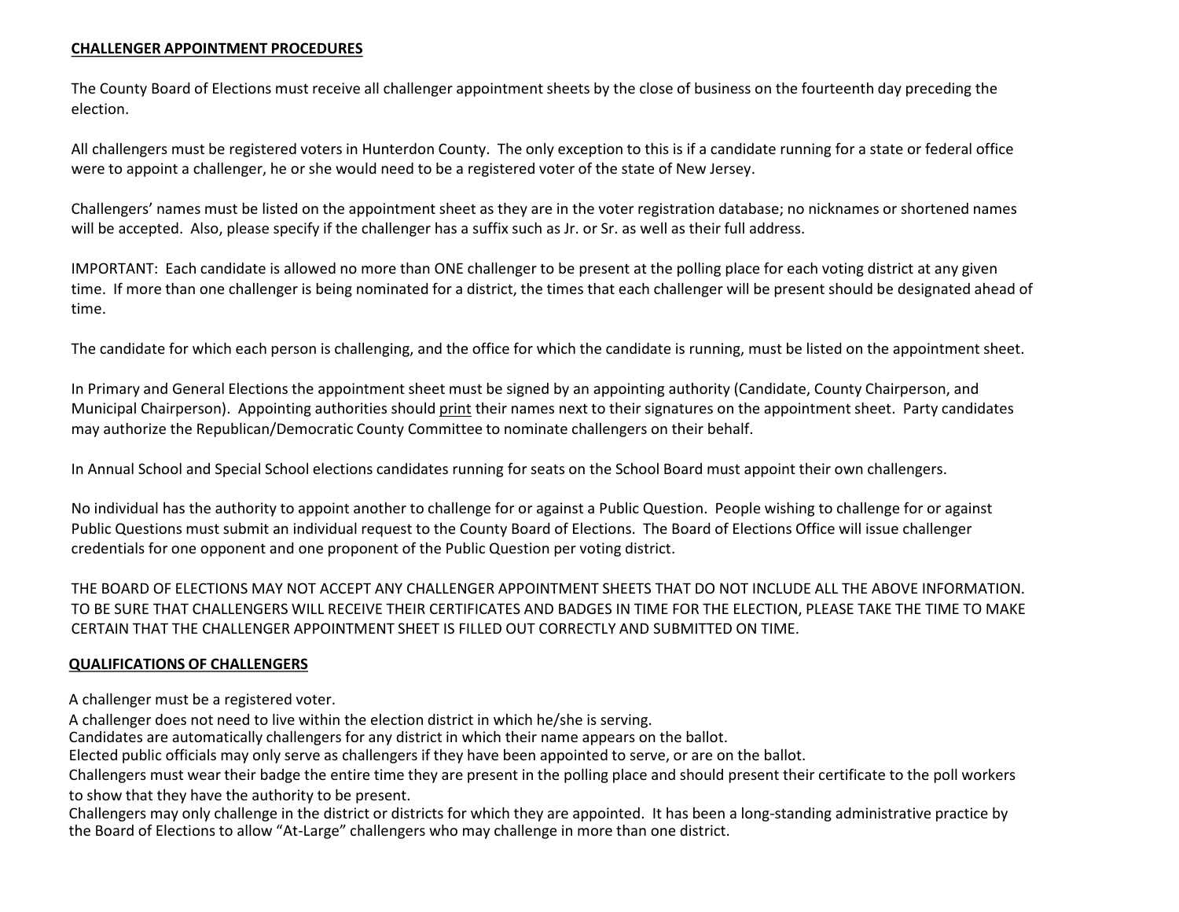**CHALLENGER APPOINTMENT PROCEDURES**

The County Board of Elections must receive all challenger appointment sheets by the close of business on the fourteenth day preceding the election.

All challengers must be registered voters in Hunterdon County. The only exception to this is if a candidate running for a state or federal office were to appoint a challenger, he or she would need to be a registered voter of the state of New Jersey.

Challengers' names must be listed on the appointment sheet as they are in the voter registration database; no nicknames or shortened names will be accepted. Also, please specify if the challenger has a suffix such as Jr. or Sr. as well as their full address.

IMPORTANT: Each candidate is allowed no more than ONE challenger to be present at the polling place for each voting district at any given time. If more than one challenger is being nominated for a district, the times that each challenger will be present should be designated ahead of time.

The candidate for which each person is challenging, and the office for which the candidate is running, must be listed on the appointment sheet.

In Primary and General Elections the appointment sheet must be signed by an appointing authority (Candidate, County Chairperson, and Municipal Chairperson). Appointing authorities should <u>print</u> their names next to their signatures on the appointment sheet. Party candidates may authorize the Republican/Democratic County Committee to nominate challengers on their behalf.

In Annual School and Special School elections candidates running for seats on the School Board must appoint their own challengers.

No individual has the authority to appoint another to challenge for or against a Public Question. People wishing to challenge for or against Public Questions must submit an individual request to the County Board of Elections. The Board of Elections Office will issue challenger credentials for one opponent and one proponent of the Public Question per voting district.

THE BOARD OF ELECTIONS MAY NOT ACCEPT ANY CHALLENGER APPOINTMENT SHEETS THAT DO NOT INCLUDE ALL THE ABOVE INFORMATION. TO BE SURE THAT CHALLENGERS WILL RECEIVE THEIR CERTIFICATES AND BADGES IN TIME FOR THE ELECTION, PLEASE TAKE THE TIME TO MAKE CERTAIN THAT THE CHALLENGER APPOINTMENT SHEET IS FILLED OUT CORRECTLY AND SUBMITTED ON TIME.

**QUALIFICATIONS OF CHALLENGERS**

A challenger must be a registered voter.
A challenger does not need to live within the election district in which he/she is serving.
Candidates are automatically challengers for any district in which their name appears on the ballot.
Elected public officials may only serve as challengers if they have been appointed to serve, or are on the ballot.
Challengers must wear their badge the entire time they are present in the polling place and should present their certificate to the poll workers to show that they have the authority to be present.
Challengers may only challenge in the district or districts for which they are appointed. It has been a long-standing administrative practice by the Board of Elections to allow "At-Large" challengers who may challenge in more than one district.